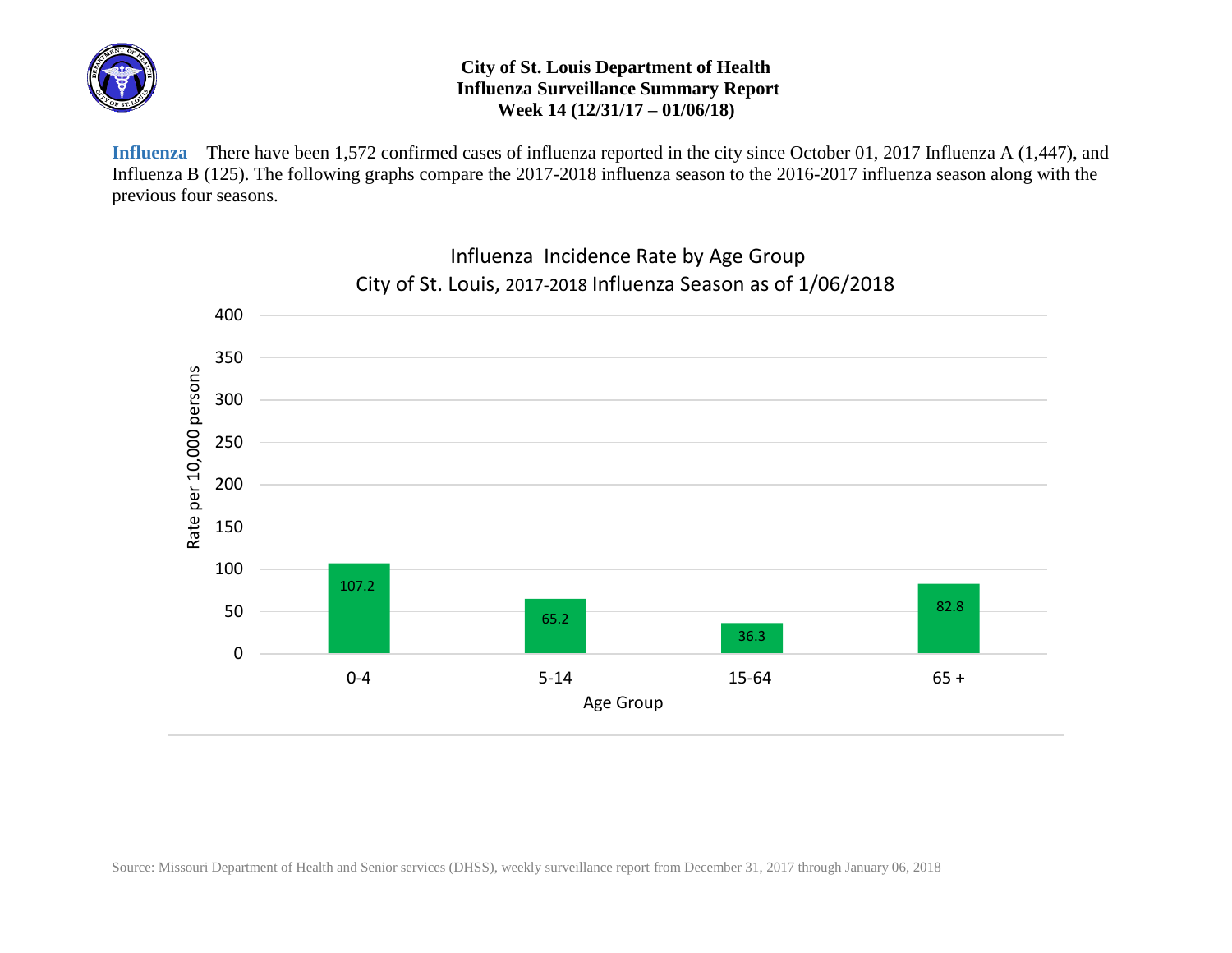# City of St. Louis Department of Health
## Influenza Surveillance Summary Report
### Week 14 (12/31/17 – 01/06/18)

**Influenza** – There have been 1,572 confirmed cases of influenza reported in the city since October 01, 2017 Influenza A (1,447), and Influenza B (125). The following graphs compare the 2017-2018 influenza season to the 2016-2017 influenza season along with the previous four seasons.

**Influenza Incidence Rate by Age Group**
**City of St. Louis, 2017-2018 Influenza Season as of 1/06/2018**

| Age Group | Rate per 10,000 persons |
|---|---|
| 0-4 | 107.2 |
| 5-14 | 65.2 |
| 15-64 | 36.3 |
| 65 + | 82.8 |

Source: Missouri Department of Health and Senior services (DHSS), weekly surveillance report from December 31, 2017 through January 06, 2018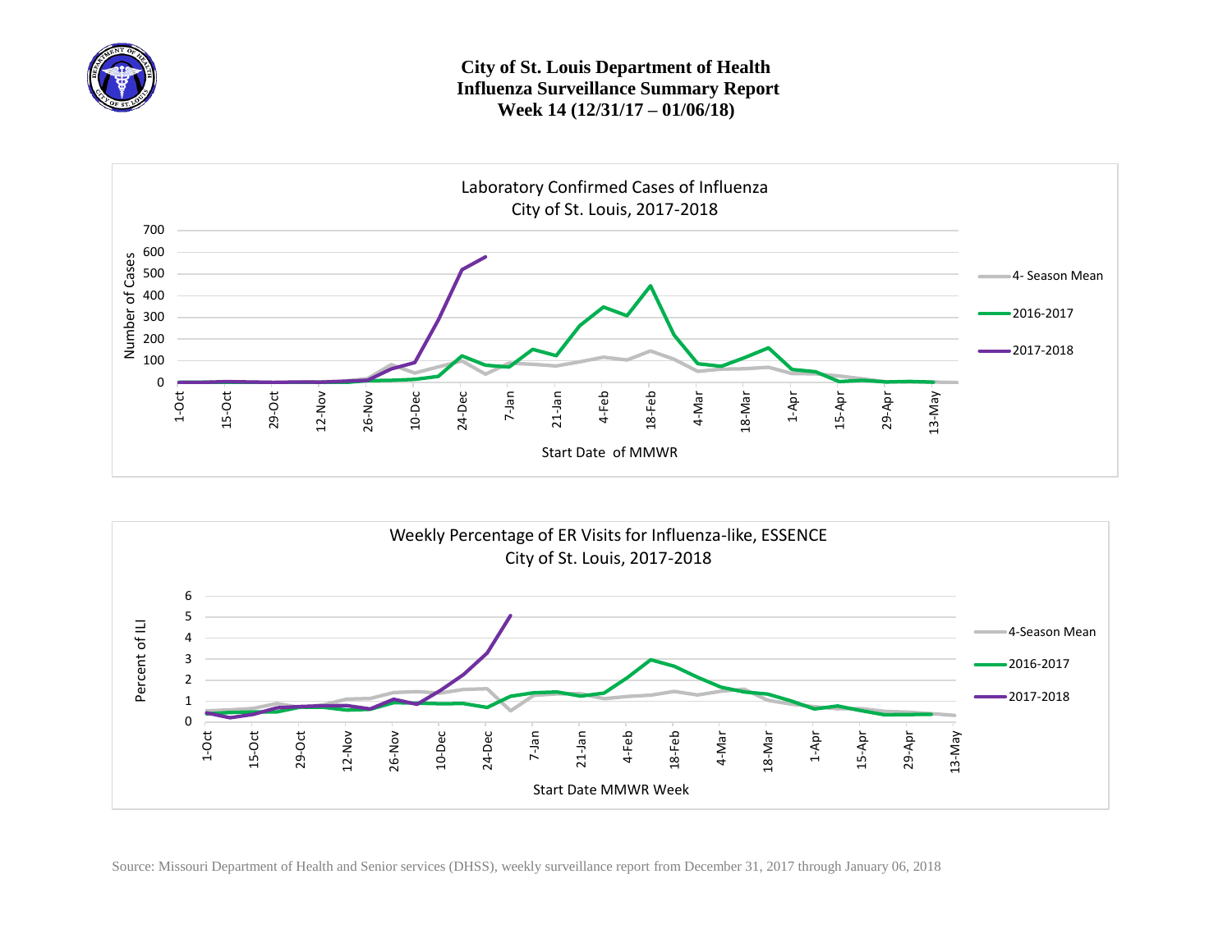# City of St. Louis Department of Health Influenza Surveillance Summary Report Week 14 (12/31/17 – 01/06/18)

Laboratory Confirmed Cases of Influenza
City of St. Louis, 2017-2018

Number of Cases

700
600
500
400
300
200
100
0

1-Oct
15-Oct
29-Oct
12-Nov
26-Nov
10-Dec
24-Dec
7-Jan
21-Jan
4-Feb
18-Feb
4-Mar
18-Mar
1-Apr
15-Apr
29-Apr
13-May

Start Date of MMWR

4- Season Mean
2016-2017
2017-2018

Weekly Percentage of ER Visits for Influenza-like, ESSENCE
City of St. Louis, 2017-2018

Percent of ILI

6
5
4
3
2
1
0

1-Oct
15-Oct
29-Oct
12-Nov
26-Nov
10-Dec
24-Dec
7-Jan
21-Jan
4-Feb
18-Feb
4-Mar
18-Mar
1-Apr
15-Apr
29-Apr
13-May

Start Date MMWR Week

4-Season Mean
2016-2017
2017-2018

Source: Missouri Department of Health and Senior services (DHSS), weekly surveillance report from December 31, 2017 through January 06, 2018